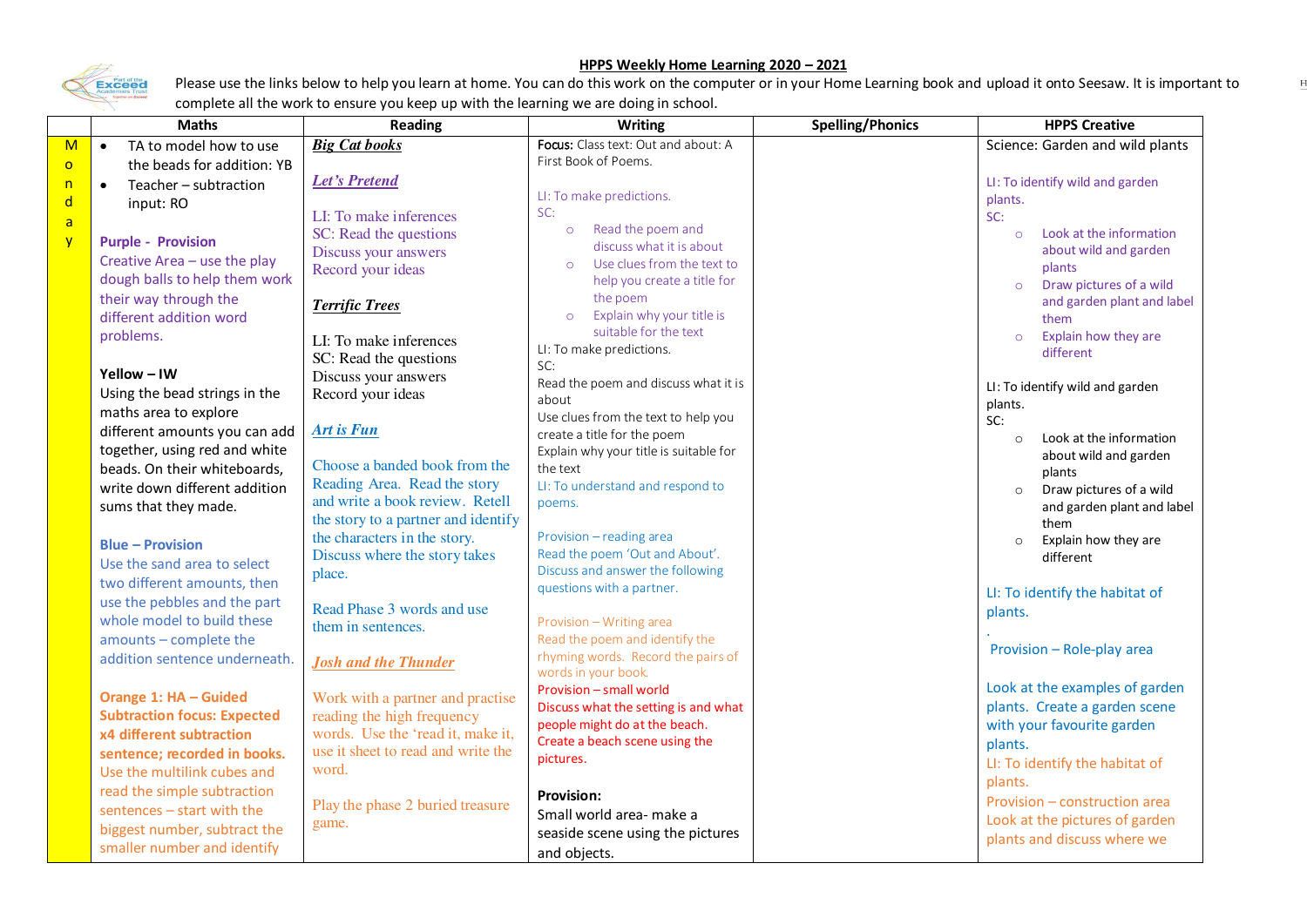## HPPS Weekly Home Learning 2020 – 2021

Please use the links below to help you learn at home. You can do this work on the computer or in your Home Learning book and upload it onto Seesaw. It is important to complete all the work to ensure you keep up with the learning we are doing in school.

| | Maths | Reading | Writing | Spelling/Phonics | HPPS Creative |
|---|---|---|---|---|---|
| Monday | • TA to model how to use the beads for addition: YB<br>• Teacher – subtraction input: RO<br><br>**Purple - Provision**<br>Creative Area – use the play dough balls to help them work their way through the different addition word problems.<br><br>**Yellow – IW**<br>Using the bead strings in the maths area to explore different amounts you can add together, using red and white beads. On their whiteboards, write down different addition sums that they made.<br><br>**Blue – Provision**<br>Use the sand area to select two different amounts, then use the pebbles and the part whole model to build these amounts – complete the addition sentence underneath.<br><br>**Orange 1: HA – Guided Subtraction focus: Expected x4 different subtraction sentence; recorded in books.**<br>Use the multilink cubes and read the simple subtraction sentences – start with the biggest number, subtract the smaller number and identify | ***Big Cat books***<br><br>***Let's Pretend***<br><br>LI: To make inferences<br>SC: Read the questions<br>Discuss your answers<br>Record your ideas<br><br>***Terrific Trees***<br><br>LI: To make inferences<br>SC: Read the questions<br>Discuss your answers<br>Record your ideas<br><br>***Art is Fun***<br><br>Choose a banded book from the Reading Area. Read the story and write a book review. Retell the story to a partner and identify the characters in the story. Discuss where the story takes place.<br><br>Read Phase 3 words and use them in sentences.<br><br>***Josh and the Thunder***<br><br>Work with a partner and practise reading the high frequency words. Use the 'read it, make it, use it sheet to read and write the word.<br><br>Play the phase 2 buried treasure game. | **Focus:** Class text: Out and about: A First Book of Poems.<br><br>LI: To make predictions.<br>SC:<br>○ Read the poem and discuss what it is about<br>○ Use clues from the text to help you create a title for the poem<br>○ Explain why your title is suitable for the text<br>LI: To make predictions.<br>SC:<br>Read the poem and discuss what it is about<br>Use clues from the text to help you create a title for the poem<br>Explain why your title is suitable for the text<br>LI: To understand and respond to poems.<br><br>Provision – reading area<br>Read the poem 'Out and About'. Discuss and answer the following questions with a partner.<br><br>Provision – Writing area<br>Read the poem and identify the rhyming words. Record the pairs of words in your book.<br>Provision – small world<br>Discuss what the setting is and what people might do at the beach. Create a beach scene using the pictures.<br><br>**Provision:**<br>Small world area- make a seaside scene using the pictures and objects. | | Science: Garden and wild plants<br><br>LI: To identify wild and garden plants.<br>SC:<br>○ Look at the information about wild and garden plants<br>○ Draw pictures of a wild and garden plant and label them<br>○ Explain how they are different<br><br>LI: To identify wild and garden plants.<br>SC:<br>○ Look at the information about wild and garden plants<br>○ Draw pictures of a wild and garden plant and label them<br>○ Explain how they are different<br><br>LI: To identify the habitat of plants.<br>.<br>Provision – Role-play area<br><br>Look at the examples of garden plants. Create a garden scene with your favourite garden plants.<br>LI: To identify the habitat of plants.<br>Provision – construction area<br>Look at the pictures of garden plants and discuss where we |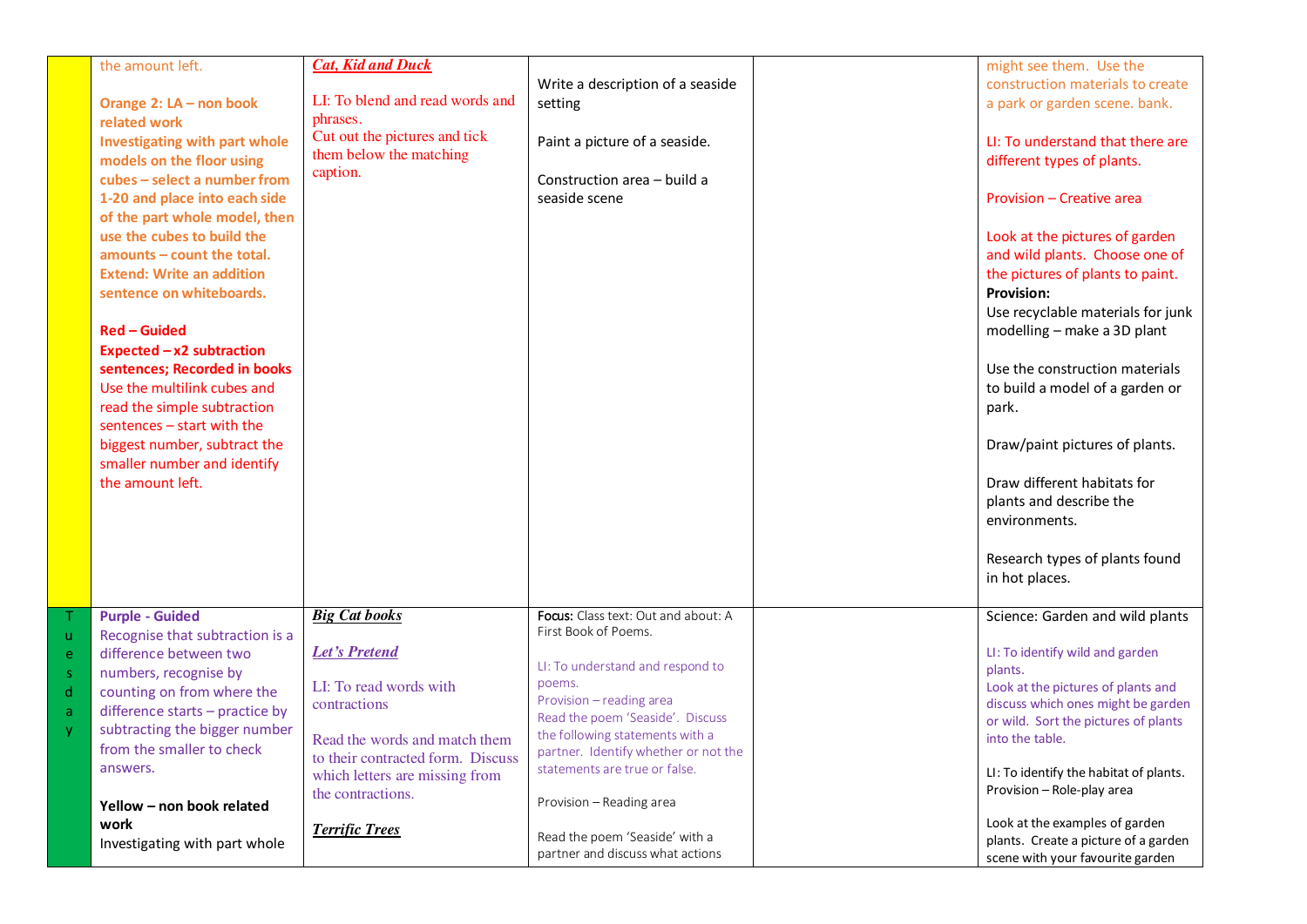| | | | | | |
|---|---|---|---|---|---|
| | the amount left.<br><br>**Orange 2: LA – non book related work**<br>**Investigating with part whole models on the floor using cubes – select a number from 1-20 and place into each side of the part whole model, then use the cubes to build the amounts – count the total.**<br>**Extend: Write an addition sentence on whiteboards.**<br><br>**Red – Guided**<br>**Expected – x2 subtraction sentences; Recorded in books**<br>Use the multilink cubes and read the simple subtraction sentences – start with the biggest number, subtract the smaller number and identify the amount left. | ***Cat, Kid and Duck***<br><br>LI: To blend and read words and phrases.<br>Cut out the pictures and tick them below the matching caption. | Write a description of a seaside setting<br><br>Paint a picture of a seaside.<br><br>Construction area – build a seaside scene | | might see them. Use the construction materials to create a park or garden scene. bank.<br><br>LI: To understand that there are different types of plants.<br><br>Provision – Creative area<br><br>Look at the pictures of garden and wild plants. Choose one of the pictures of plants to paint.<br>**Provision:**<br>Use recyclable materials for junk modelling – make a 3D plant<br><br>Use the construction materials to build a model of a garden or park.<br><br>Draw/paint pictures of plants.<br><br>Draw different habitats for plants and describe the environments.<br><br>Research types of plants found in hot places. |
| Tuesday | **Purple - Guided**<br>Recognise that subtraction is a difference between two numbers, recognise by counting on from where the difference starts – practice by subtracting the bigger number from the smaller to check answers.<br><br>**Yellow – non book related work**<br>Investigating with part whole | ***Big Cat books***<br><br>***Let's Pretend***<br><br>LI: To read words with contractions<br><br>Read the words and match them to their contracted form. Discuss which letters are missing from the contractions.<br><br>***Terrific Trees*** | **Focus:** Class text: Out and about: A First Book of Poems.<br><br>LI: To understand and respond to poems.<br>Provision – reading area<br>Read the poem 'Seaside'. Discuss the following statements with a partner. Identify whether or not the statements are true or false.<br><br>Provision – Reading area<br><br>Read the poem 'Seaside' with a partner and discuss what actions | | Science: Garden and wild plants<br><br>LI: To identify wild and garden plants.<br>Look at the pictures of plants and discuss which ones might be garden or wild. Sort the pictures of plants into the table.<br><br>LI: To identify the habitat of plants.<br>Provision – Role-play area<br><br>Look at the examples of garden plants. Create a picture of a garden scene with your favourite garden |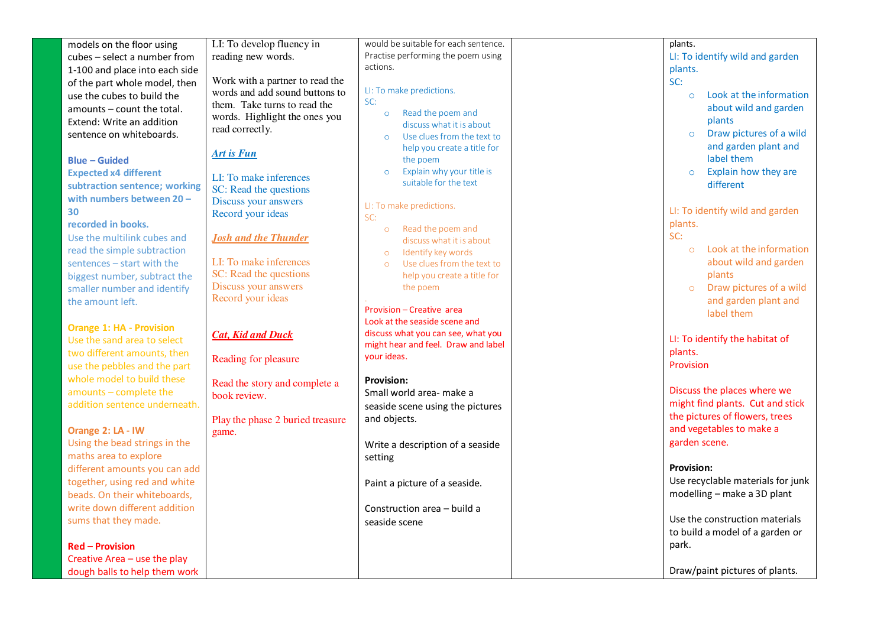| | | | | | |
|---|---|---|---|---|---|
| | models on the floor using cubes – select a number from 1-100 and place into each side of the part whole model, then use the cubes to build the amounts – count the total. Extend: Write an addition sentence on whiteboards.<br><br>**Blue – Guided**<br>**Expected x4 different subtraction sentence; working with numbers between 20 – 30**<br>**recorded in books.**<br>Use the multilink cubes and read the simple subtraction sentences – start with the biggest number, subtract the smaller number and identify the amount left.<br><br>**Orange 1: HA - Provision**<br>Use the sand area to select two different amounts, then use the pebbles and the part whole model to build these amounts – complete the addition sentence underneath.<br><br>**Orange 2: LA - IW**<br>Using the bead strings in the maths area to explore different amounts you can add together, using red and white beads. On their whiteboards, write down different addition sums that they made.<br><br>**Red – Provision**<br>Creative Area – use the play dough balls to help them work | LI: To develop fluency in reading new words.<br><br>Work with a partner to read the words and add sound buttons to them. Take turns to read the words. Highlight the ones you read correctly.<br><br>***Art is Fun***<br><br>LI: To make inferences<br>SC: Read the questions<br>Discuss your answers<br>Record your ideas<br><br>***Josh and the Thunder***<br><br>LI: To make inferences<br>SC: Read the questions<br>Discuss your answers<br>Record your ideas<br><br>***Cat, Kid and Duck***<br><br>Reading for pleasure<br><br>Read the story and complete a book review.<br><br>Play the phase 2 buried treasure game. | would be suitable for each sentence. Practise performing the poem using actions.<br><br>LI: To make predictions.<br>SC:<br>○ Read the poem and discuss what it is about<br>○ Use clues from the text to help you create a title for the poem<br>○ Explain why your title is suitable for the text<br><br>LI: To make predictions.<br>SC:<br>○ Read the poem and discuss what it is about<br>○ Identify key words<br>○ Use clues from the text to help you create a title for the poem<br><br>Provision – Creative area<br>Look at the seaside scene and discuss what you can see, what you might hear and feel. Draw and label your ideas.<br><br>**Provision:**<br>Small world area- make a seaside scene using the pictures and objects.<br><br>Write a description of a seaside setting<br><br>Paint a picture of a seaside.<br><br>Construction area – build a seaside scene | | plants.<br>LI: To identify wild and garden plants.<br>SC:<br>○ Look at the information about wild and garden plants<br>○ Draw pictures of a wild and garden plant and label them<br>○ Explain how they are different<br><br>LI: To identify wild and garden plants.<br>SC:<br>○ Look at the information about wild and garden plants<br>○ Draw pictures of a wild and garden plant and label them<br><br>LI: To identify the habitat of plants.<br>Provision<br><br>Discuss the places where we might find plants. Cut and stick the pictures of flowers, trees and vegetables to make a garden scene.<br><br>**Provision:**<br>Use recyclable materials for junk modelling – make a 3D plant<br><br>Use the construction materials to build a model of a garden or park.<br><br>Draw/paint pictures of plants. |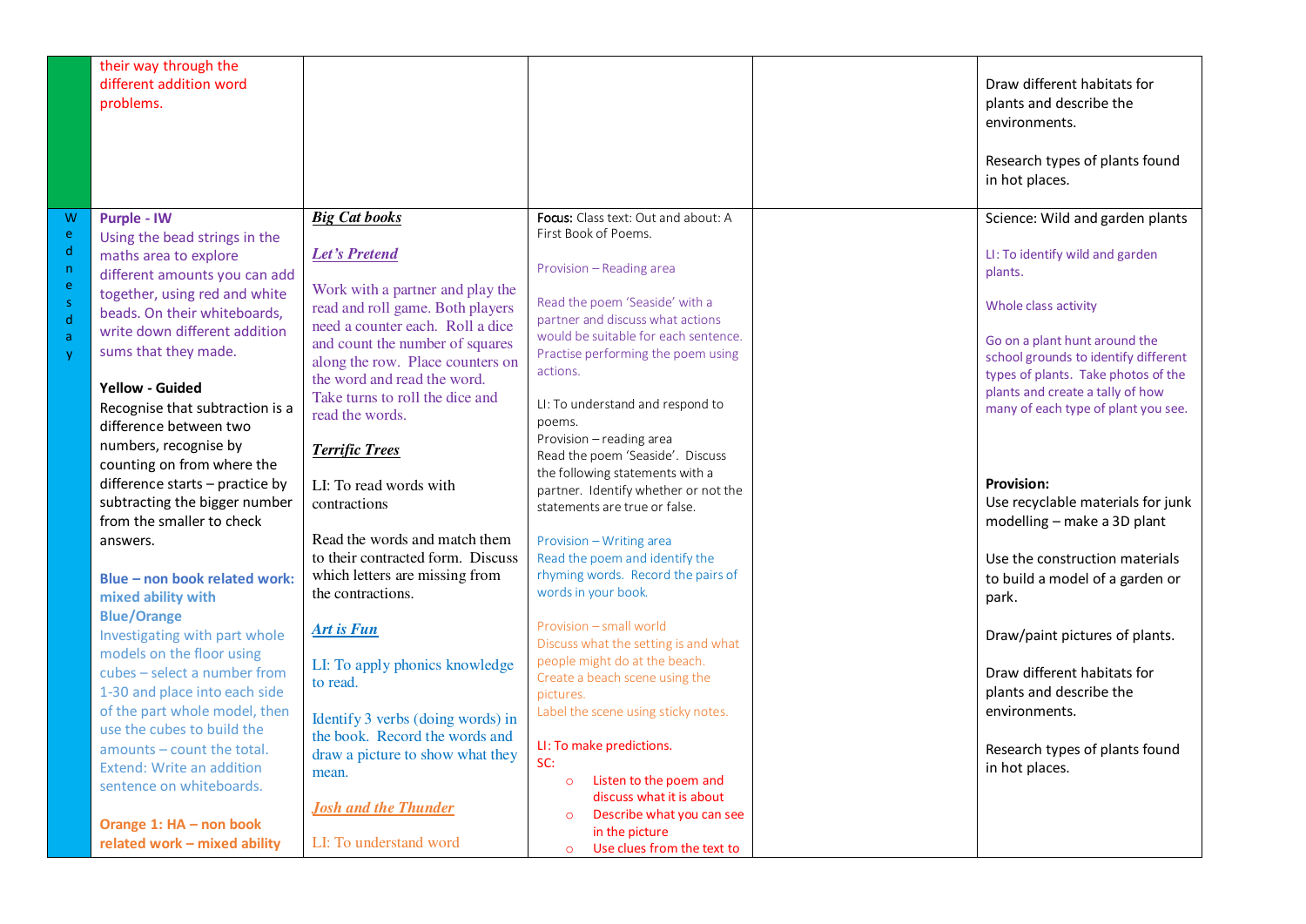|  |  |  |  |  |  |
|---|---|---|---|---|---|
|  | their way through the different addition word problems. |  |  |  | Draw different habitats for plants and describe the environments.<br><br>Research types of plants found in hot places. |
| Wednesday | **Purple - IW**<br>Using the bead strings in the maths area to explore different amounts you can add together, using red and white beads. On their whiteboards, write down different addition sums that they made.<br><br>**Yellow - Guided**<br>Recognise that subtraction is a difference between two numbers, recognise by counting on from where the difference starts – practice by subtracting the bigger number from the smaller to check answers.<br><br>**Blue – non book related work: mixed ability with Blue/Orange**<br>Investigating with part whole models on the floor using cubes – select a number from 1-30 and place into each side of the part whole model, then use the cubes to build the amounts – count the total. Extend: Write an addition sentence on whiteboards.<br><br>**Orange 1: HA – non book related work – mixed ability** | ***Big Cat books***<br><br>***Let's Pretend***<br><br>Work with a partner and play the read and roll game. Both players need a counter each. Roll a dice and count the number of squares along the row. Place counters on the word and read the word. Take turns to roll the dice and read the words.<br><br>***Terrific Trees***<br><br>LI: To read words with contractions<br><br>Read the words and match them to their contracted form. Discuss which letters are missing from the contractions.<br><br>***Art is Fun***<br><br>LI: To apply phonics knowledge to read.<br><br>Identify 3 verbs (doing words) in the book. Record the words and draw a picture to show what they mean.<br><br>***Josh and the Thunder***<br><br>LI: To understand word | **Focus:** Class text: Out and about: A First Book of Poems.<br><br>Provision – Reading area<br><br>Read the poem 'Seaside' with a partner and discuss what actions would be suitable for each sentence. Practise performing the poem using actions.<br><br>LI: To understand and respond to poems.<br>Provision – reading area<br>Read the poem 'Seaside'. Discuss the following statements with a partner. Identify whether or not the statements are true or false.<br><br>Provision – Writing area<br>Read the poem and identify the rhyming words. Record the pairs of words in your book.<br><br>Provision – small world<br>Discuss what the setting is and what people might do at the beach. Create a beach scene using the pictures.<br>Label the scene using sticky notes.<br><br>LI: To make predictions.<br>SC:<br>○ Listen to the poem and discuss what it is about<br>○ Describe what you can see in the picture<br>○ Use clues from the text to |  | Science: Wild and garden plants<br><br>LI: To identify wild and garden plants.<br><br>Whole class activity<br><br>Go on a plant hunt around the school grounds to identify different types of plants. Take photos of the plants and create a tally of how many of each type of plant you see.<br><br>**Provision:**<br>Use recyclable materials for junk modelling – make a 3D plant<br><br>Use the construction materials to build a model of a garden or park.<br><br>Draw/paint pictures of plants.<br><br>Draw different habitats for plants and describe the environments.<br><br>Research types of plants found in hot places. |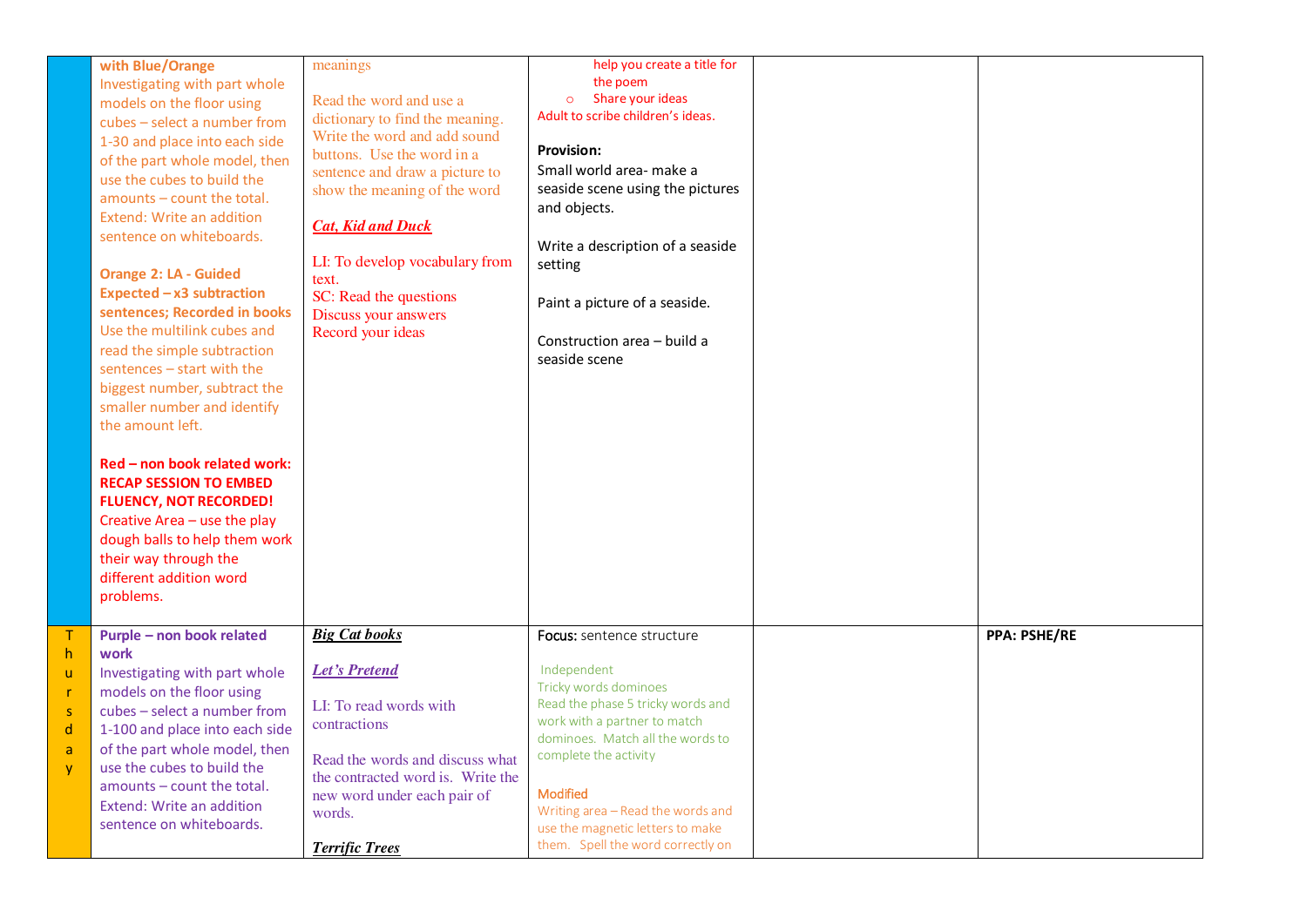| | | | | | |
|---|---|---|---|---|---|
| | **with Blue/Orange**<br>Investigating with part whole models on the floor using cubes – select a number from 1-30 and place into each side of the part whole model, then use the cubes to build the amounts – count the total. Extend: Write an addition sentence on whiteboards.<br><br>**Orange 2: LA - Guided Expected – x3 subtraction sentences; Recorded in books**<br>Use the multilink cubes and read the simple subtraction sentences – start with the biggest number, subtract the smaller number and identify the amount left.<br><br>**Red – non book related work: RECAP SESSION TO EMBED FLUENCY, NOT RECORDED!**<br>Creative Area – use the play dough balls to help them work their way through the different addition word problems. | meanings<br><br>Read the word and use a dictionary to find the meaning. Write the word and add sound buttons. Use the word in a sentence and draw a picture to show the meaning of the word<br><br>***Cat, Kid and Duck***<br><br>LI: To develop vocabulary from text.<br>SC: Read the questions<br>Discuss your answers<br>Record your ideas | help you create a title for the poem<br>○ Share your ideas<br>Adult to scribe children's ideas.<br><br>**Provision:**<br>Small world area- make a seaside scene using the pictures and objects.<br><br>Write a description of a seaside setting<br><br>Paint a picture of a seaside.<br><br>Construction area – build a seaside scene | | |
| Thursday | **Purple – non book related work**<br>Investigating with part whole models on the floor using cubes – select a number from 1-100 and place into each side of the part whole model, then use the cubes to build the amounts – count the total. Extend: Write an addition sentence on whiteboards. | ***Big Cat books***<br><br>***Let's Pretend***<br><br>LI: To read words with contractions<br><br>Read the words and discuss what the contracted word is. Write the new word under each pair of words.<br><br>***Terrific Trees*** | Focus: sentence structure<br><br>Independent<br>Tricky words dominoes<br>Read the phase 5 tricky words and work with a partner to match dominoes. Match all the words to complete the activity<br><br>Modified<br>Writing area – Read the words and use the magnetic letters to make them. Spell the word correctly on | | **PPA: PSHE/RE** |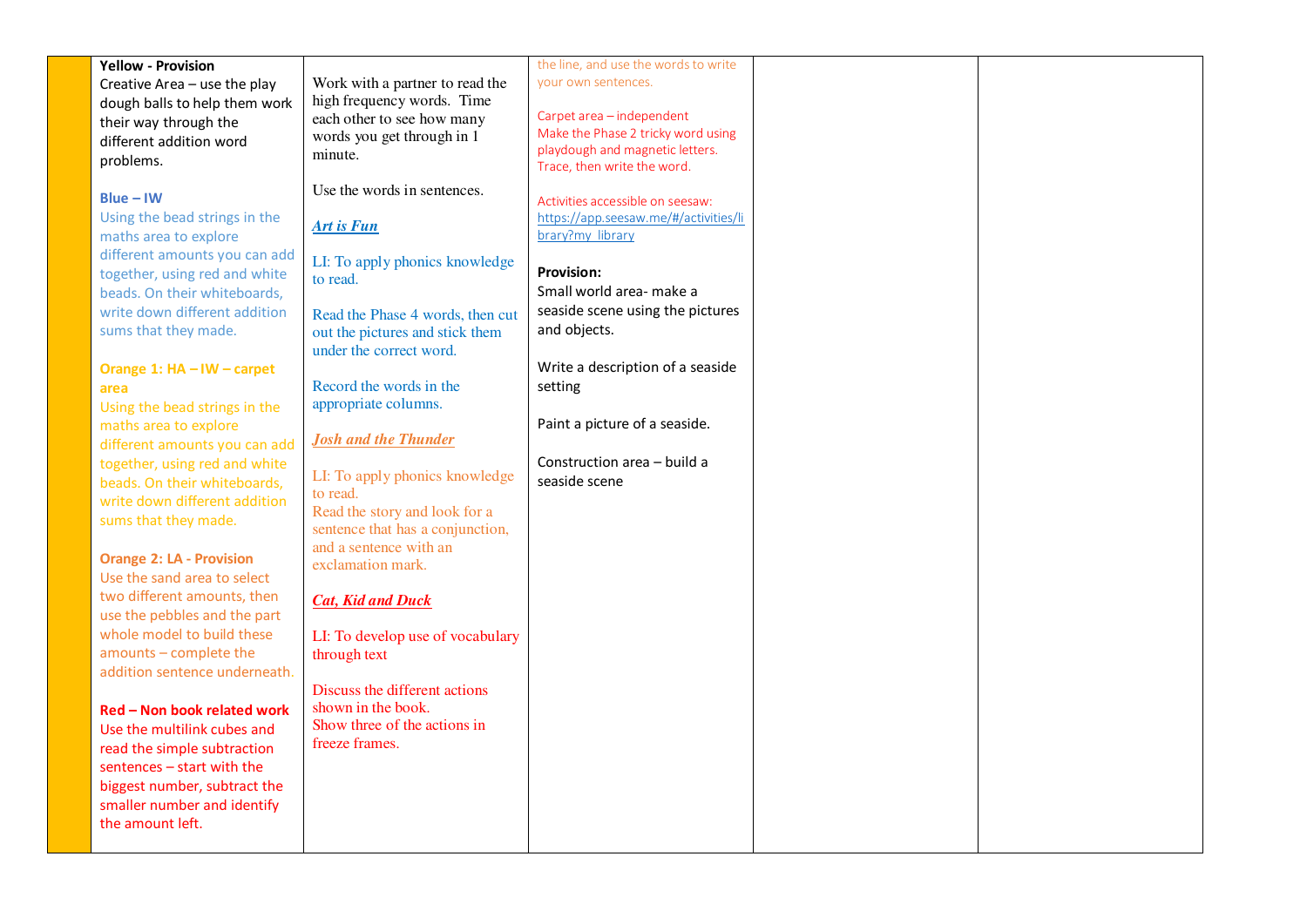| | | | | | |
|---|---|---|---|---|---|
| | **Yellow - Provision**<br>Creative Area – use the play dough balls to help them work their way through the different addition word problems.<br><br>**Blue – IW**<br>Using the bead strings in the maths area to explore different amounts you can add together, using red and white beads. On their whiteboards, write down different addition sums that they made.<br><br>**Orange 1: HA – IW – carpet area**<br>Using the bead strings in the maths area to explore different amounts you can add together, using red and white beads. On their whiteboards, write down different addition sums that they made.<br><br>**Orange 2: LA - Provision**<br>Use the sand area to select two different amounts, then use the pebbles and the part whole model to build these amounts – complete the addition sentence underneath.<br><br>**Red – Non book related work**<br>Use the multilink cubes and read the simple subtraction sentences – start with the biggest number, subtract the smaller number and identify the amount left. | Work with a partner to read the high frequency words. Time each other to see how many words you get through in 1 minute.<br><br>Use the words in sentences.<br><br>***Art is Fun***<br><br>LI: To apply phonics knowledge to read.<br><br>Read the Phase 4 words, then cut out the pictures and stick them under the correct word.<br><br>Record the words in the appropriate columns.<br><br>***Josh and the Thunder***<br><br>LI: To apply phonics knowledge to read.<br>Read the story and look for a sentence that has a conjunction, and a sentence with an exclamation mark.<br><br>***Cat, Kid and Duck***<br><br>LI: To develop use of vocabulary through text<br><br>Discuss the different actions shown in the book.<br>Show three of the actions in freeze frames. | the line, and use the words to write your own sentences.<br><br>Carpet area – independent<br>Make the Phase 2 tricky word using playdough and magnetic letters. Trace, then write the word.<br><br>Activities accessible on seesaw:<br>https://app.seesaw.me/#/activities/library?my_library<br><br>**Provision:**<br>Small world area- make a seaside scene using the pictures and objects.<br><br>Write a description of a seaside setting<br><br>Paint a picture of a seaside.<br><br>Construction area – build a seaside scene | | |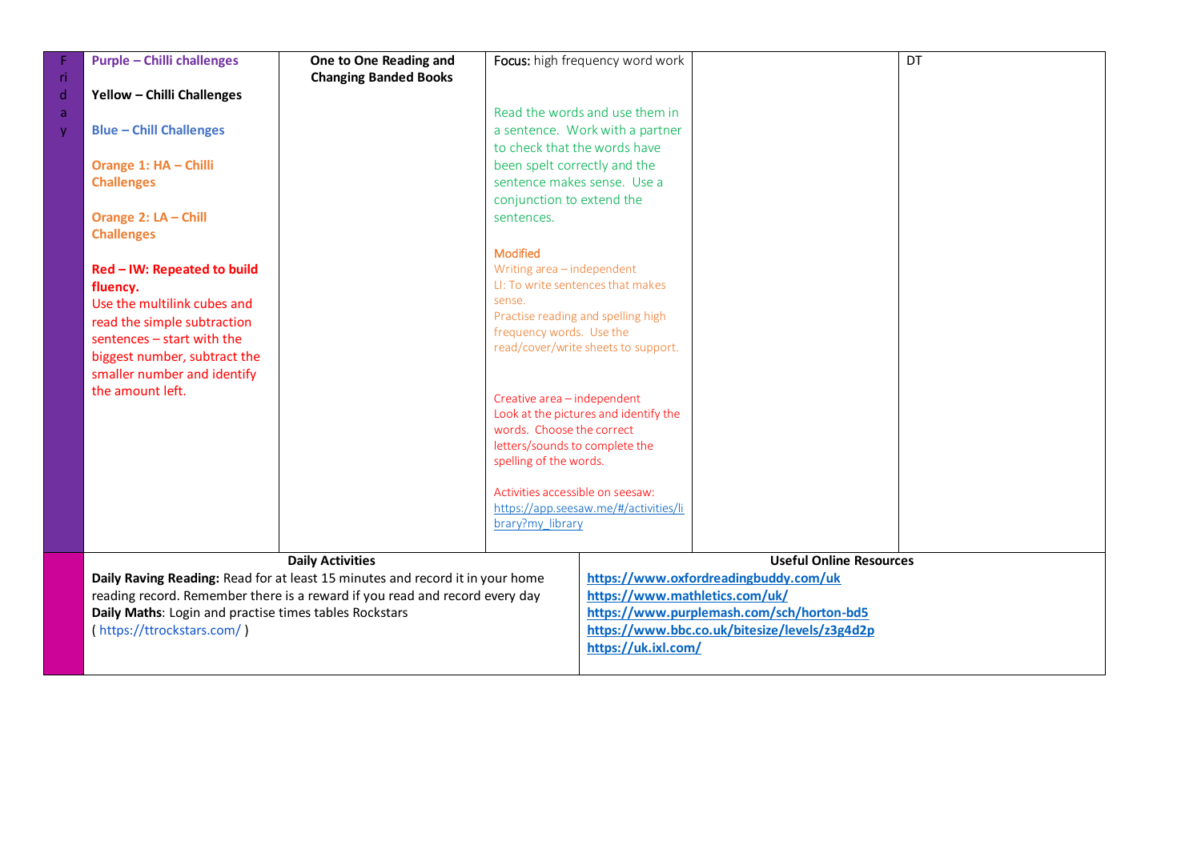| | | | | | |
|---|---|---|---|---|---|
| Friday | **Purple – Chilli challenges**<br><br>**Yellow – Chilli Challenges**<br><br>**Blue – Chill Challenges**<br><br>**Orange 1: HA – Chilli Challenges**<br><br>**Orange 2: LA – Chill Challenges**<br><br>**Red – IW: Repeated to build fluency.**<br>Use the multilink cubes and read the simple subtraction sentences – start with the biggest number, subtract the smaller number and identify the amount left. | **One to One Reading and Changing Banded Books** | Focus: high frequency word work<br><br>Read the words and use them in a sentence. Work with a partner to check that the words have been spelt correctly and the sentence makes sense. Use a conjunction to extend the sentences.<br><br>Modified<br>Writing area – independent<br>LI: To write sentences that makes sense.<br>Practise reading and spelling high frequency words. Use the read/cover/write sheets to support.<br><br>Creative area – independent<br>Look at the pictures and identify the words. Choose the correct letters/sounds to complete the spelling of the words.<br><br>Activities accessible on seesaw: https://app.seesaw.me/#/activities/library?my_library | | DT |

| | | |
|---|---|---|
| | **Daily Activities**<br>**Daily Raving Reading:** Read for at least 15 minutes and record it in your home reading record. Remember there is a reward if you read and record every day<br>**Daily Maths**: Login and practise times tables Rockstars ( https://ttrockstars.com/ ) | **Useful Online Resources**<br>**https://www.oxfordreadingbuddy.com/uk**<br>**https://www.mathletics.com/uk/**<br>**https://www.purplemash.com/sch/horton-bd5**<br>**https://www.bbc.co.uk/bitesize/levels/z3g4d2p**<br>**https://uk.ixl.com/** |